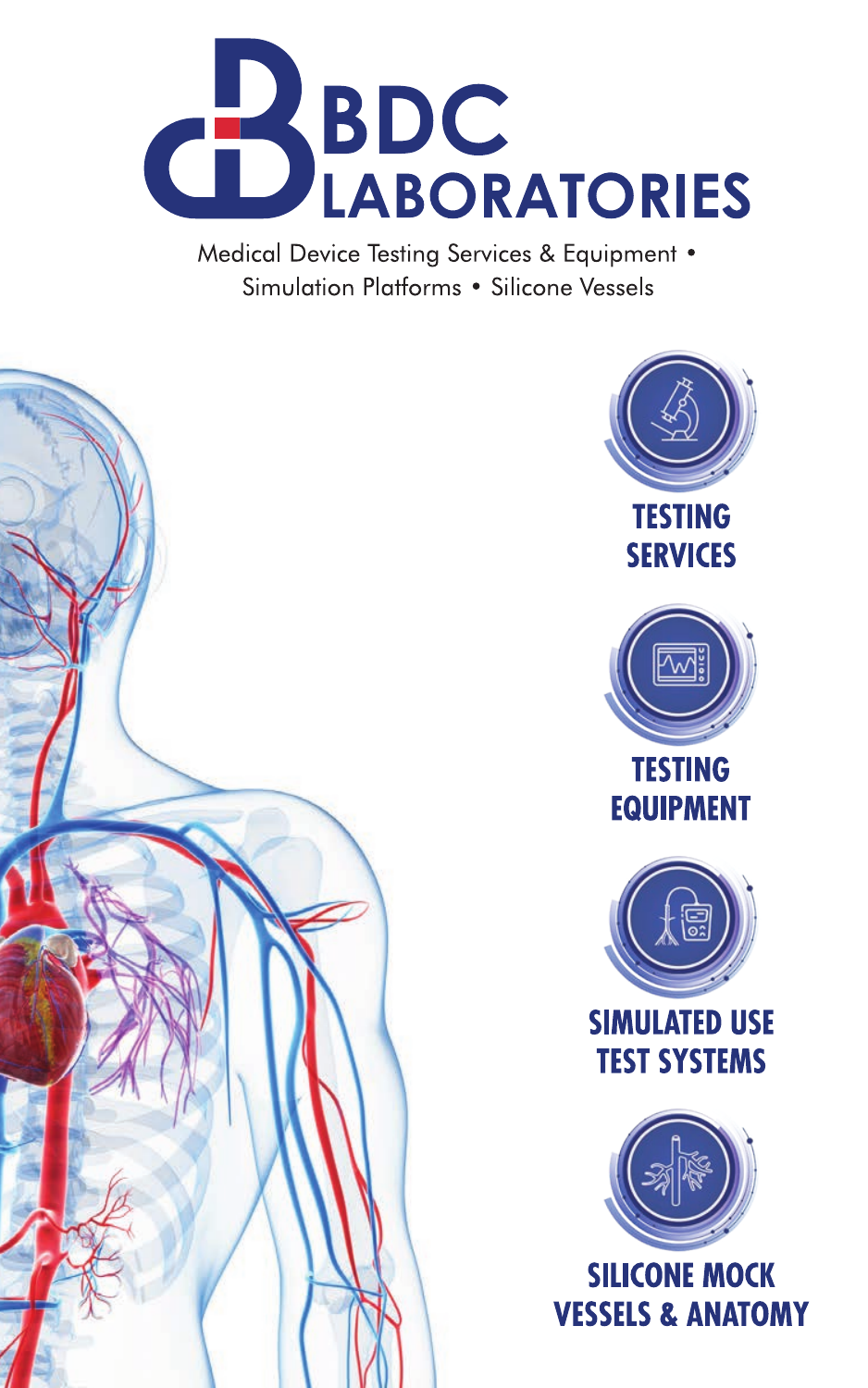# BDC LABORATORIES

Medical Device Testing Services & Equipment • Simulation Platforms • Silicone Vessels

## TESTING SERVICES

## TESTING EQUIPMENT

## SIMULATED USE TEST SYSTEMS

## SILICONE MOCK VESSELS & ANATOMY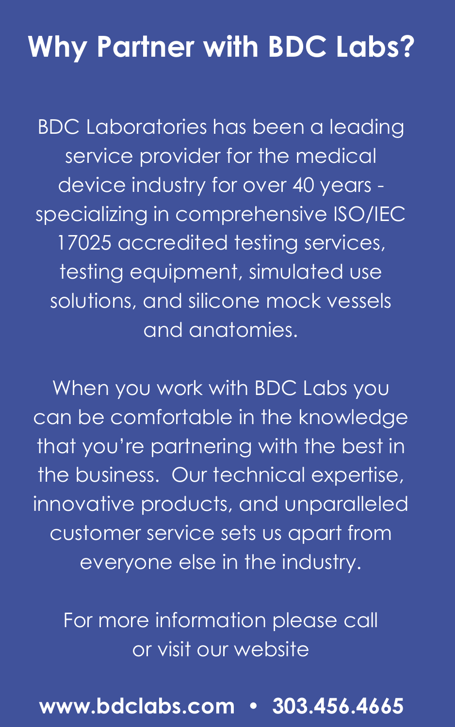# Why Partner with BDC Labs?

BDC Laboratories has been a leading service provider for the medical device industry for over 40 years - specializing in comprehensive ISO/IEC 17025 accredited testing services, testing equipment, simulated use solutions, and silicone mock vessels and anatomies.

When you work with BDC Labs you can be comfortable in the knowledge that you're partnering with the best in the business. Our technical expertise, innovative products, and unparalleled customer service sets us apart from everyone else in the industry.

For more information please call or visit our website

**www.bdclabs.com • 303.456.4665**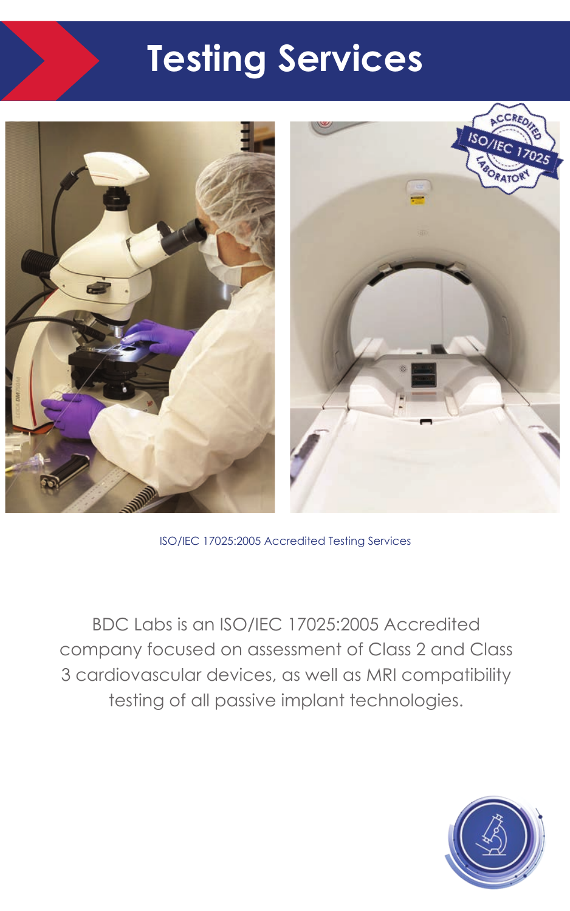# Testing Services

ISO/IEC 17025:2005 Accredited Testing Services

BDC Labs is an ISO/IEC 17025:2005 Accredited company focused on assessment of Class 2 and Class 3 cardiovascular devices, as well as MRI compatibility testing of all passive implant technologies.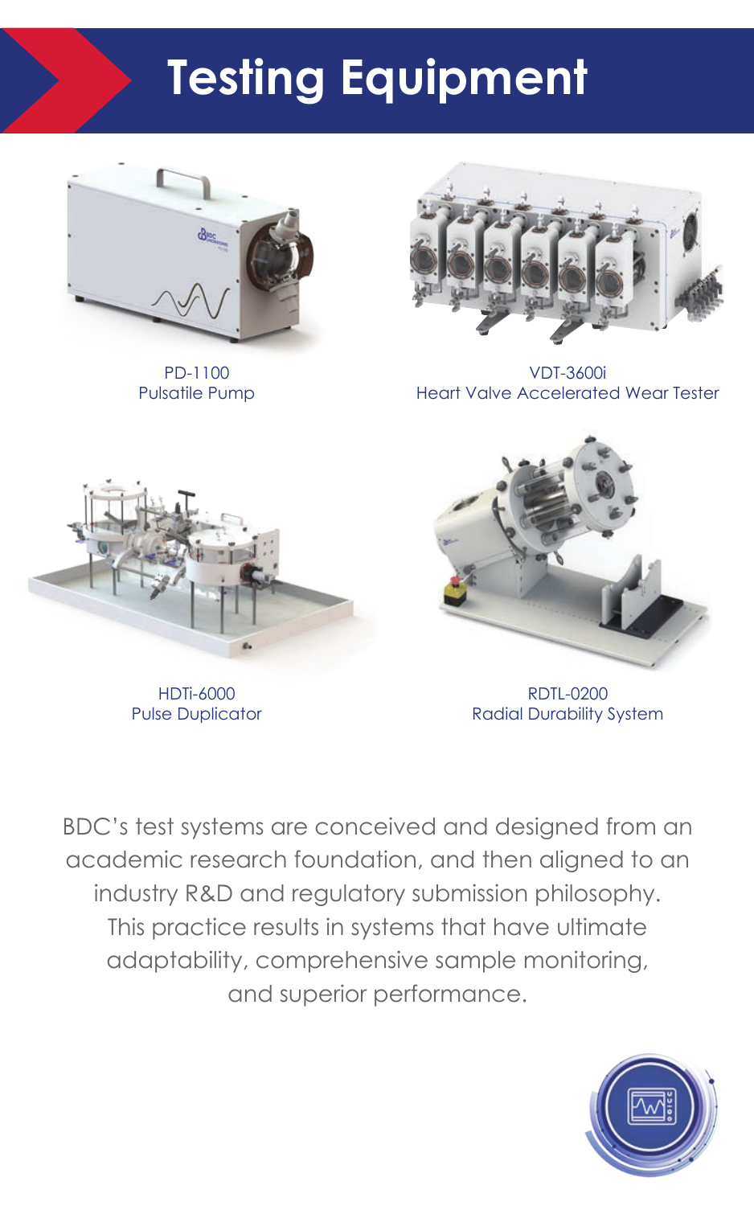# Testing Equipment

PD-1100
Pulsatile Pump

VDT-3600i
Heart Valve Accelerated Wear Tester

HDTi-6000
Pulse Duplicator

RDTL-0200
Radial Durability System

BDC's test systems are conceived and designed from an academic research foundation, and then aligned to an industry R&D and regulatory submission philosophy. This practice results in systems that have ultimate adaptability, comprehensive sample monitoring, and superior performance.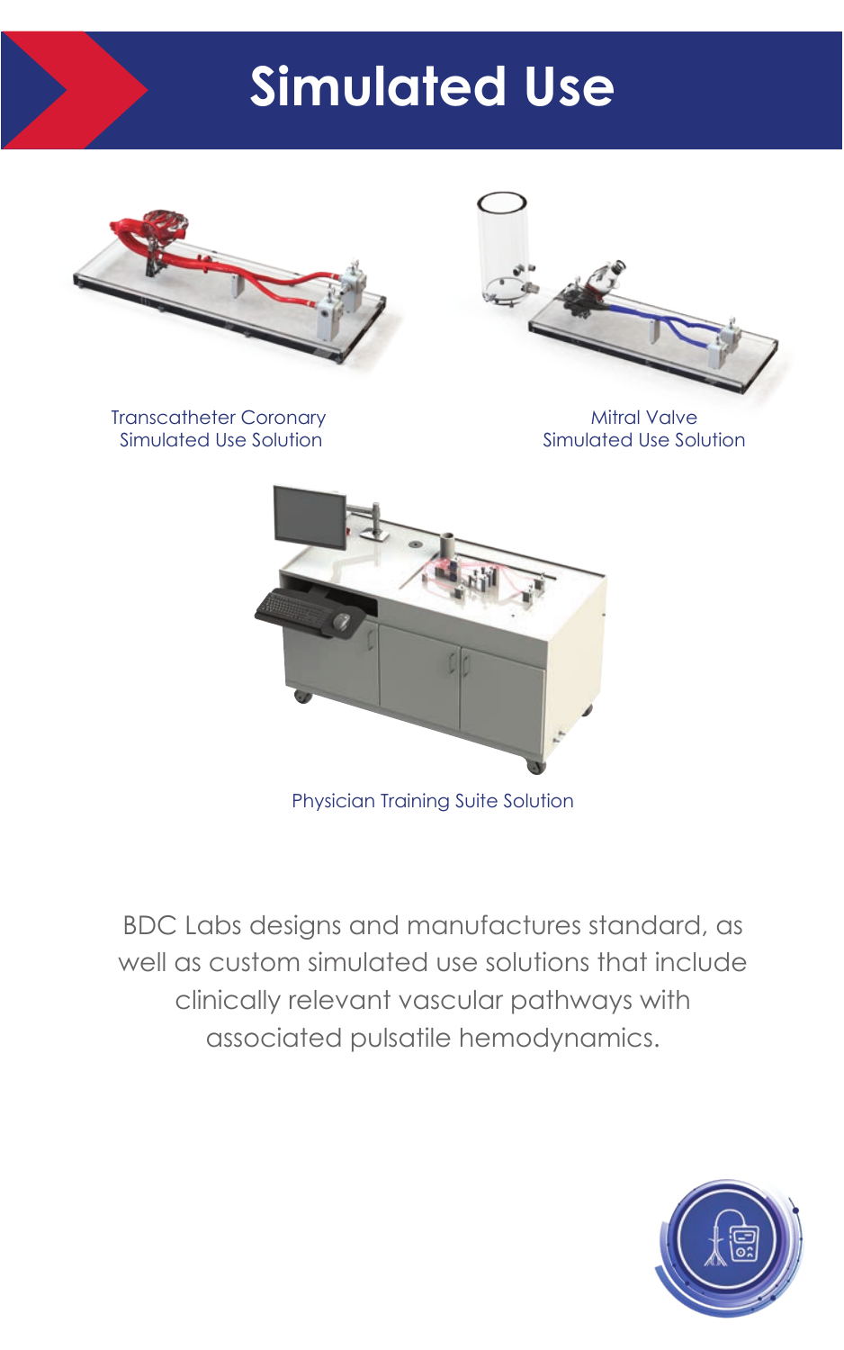# Simulated Use

Transcatheter Coronary Simulated Use Solution

Mitral Valve Simulated Use Solution

Physician Training Suite Solution

BDC Labs designs and manufactures standard, as well as custom simulated use solutions that include clinically relevant vascular pathways with associated pulsatile hemodynamics.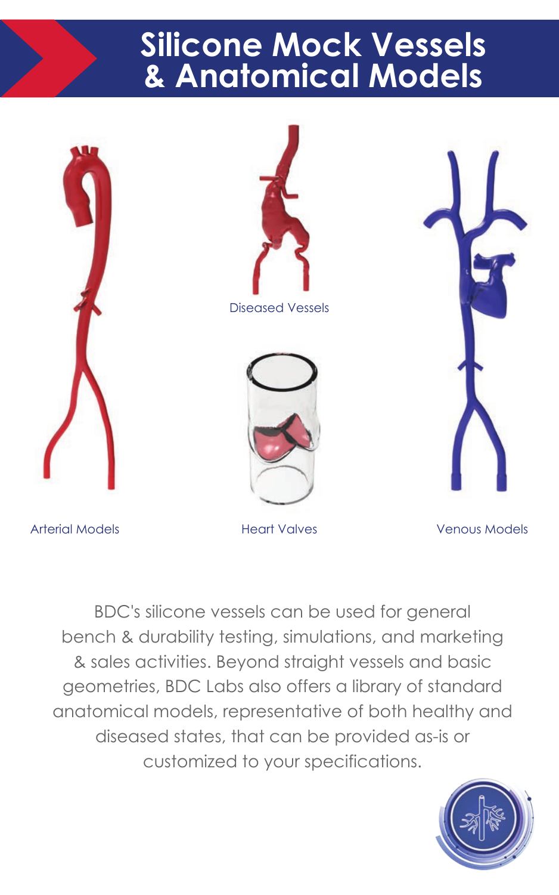# Silicone Mock Vessels & Anatomical Models

Diseased Vessels

Arterial Models

Heart Valves

Venous Models

BDC's silicone vessels can be used for general bench & durability testing, simulations, and marketing & sales activities. Beyond straight vessels and basic geometries, BDC Labs also offers a library of standard anatomical models, representative of both healthy and diseased states, that can be provided as-is or customized to your specifications.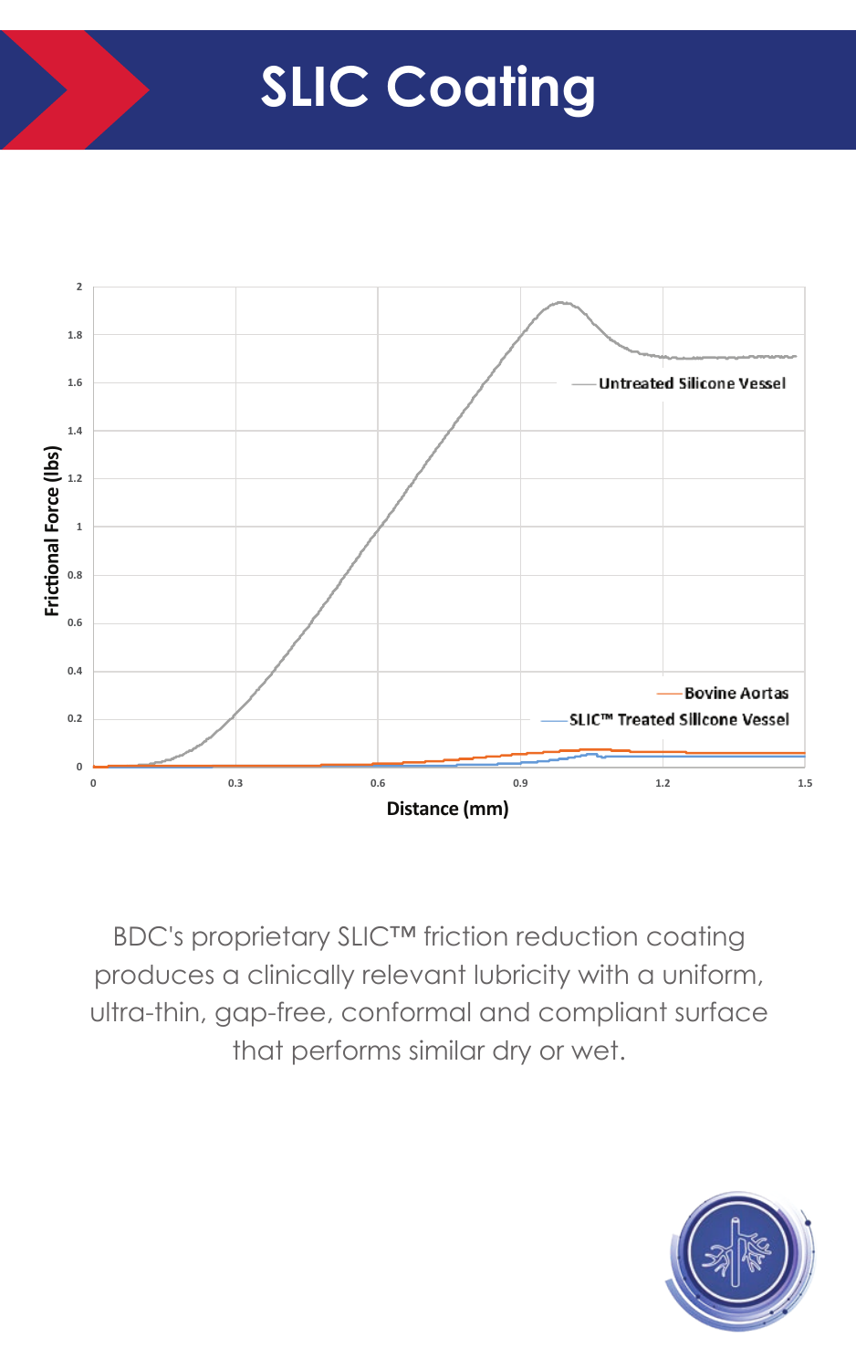# SLIC Coating

BDC's proprietary SLIC™ friction reduction coating produces a clinically relevant lubricity with a uniform, ultra-thin, gap-free, conformal and compliant surface that performs similar dry or wet.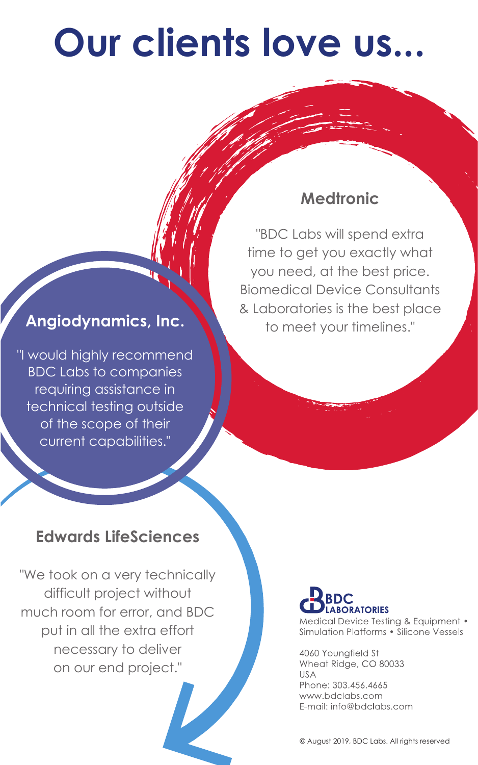# Our clients love us...

### Medtronic

"BDC Labs will spend extra time to get you exactly what you need, at the best price. Biomedical Device Consultants & Laboratories is the best place to meet your timelines."

### Angiodynamics, Inc.

"I would highly recommend BDC Labs to companies requiring assistance in technical testing outside of the scope of their current capabilities."

### Edwards LifeSciences

"We took on a very technically difficult project without much room for error, and BDC put in all the extra effort necessary to deliver on our end project."

**BDC LABORATORIES**

Medical Device Testing & Equipment • Simulation Platforms • Silicone Vessels

4060 Youngfield St
Wheat Ridge, CO 80033
USA
Phone: 303.456.4665
www.bdclabs.com
E-mail: info@bdclabs.com

© August 2019, BDC Labs. All rights reserved